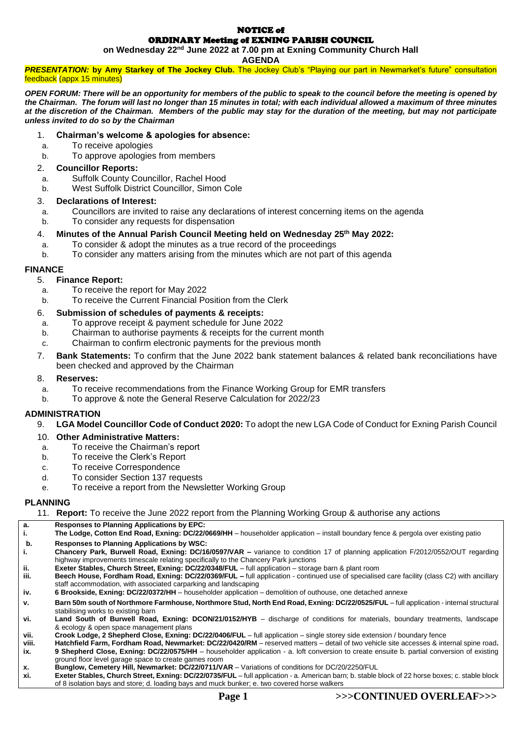# NOTICE of

# ORDINARY Meeting of EXNING PARISH COUNCIL

**on Wednesday 22nd June 2022 at 7.00 pm at Exning Community Church Hall**

**AGENDA**

***PRESENTATION:* by Amy Starkey of The Jockey Club.** The Jockey Club's "Playing our part in Newmarket's future" consultation feedback (appx 15 minutes)

***OPEN FORUM: There will be an opportunity for members of the public to speak to the council before the meeting is opened by the Chairman. The forum will last no longer than 15 minutes in total; with each individual allowed a maximum of three minutes at the discretion of the Chairman. Members of the public may stay for the duration of the meeting, but may not participate unless invited to do so by the Chairman***

1. **Chairman's welcome & apologies for absence:**
   a. To receive apologies
   b. To approve apologies from members
2. **Councillor Reports:**
   a. Suffolk County Councillor, Rachel Hood
   b. West Suffolk District Councillor, Simon Cole
3. **Declarations of Interest:**
   a. Councillors are invited to raise any declarations of interest concerning items on the agenda
   b. To consider any requests for dispensation
4. **Minutes of the Annual Parish Council Meeting held on Wednesday 25th May 2022:**
   a. To consider & adopt the minutes as a true record of the proceedings
   b. To consider any matters arising from the minutes which are not part of this agenda

## FINANCE

5. **Finance Report:**
   a. To receive the report for May 2022
   b. To receive the Current Financial Position from the Clerk
6. **Submission of schedules of payments & receipts:**
   a. To approve receipt & payment schedule for June 2022
   b. Chairman to authorise payments & receipts for the current month
   c. Chairman to confirm electronic payments for the previous month
7. **Bank Statements:** To confirm that the June 2022 bank statement balances & related bank reconciliations have been checked and approved by the Chairman
8. **Reserves:**
   a. To receive recommendations from the Finance Working Group for EMR transfers
   b. To approve & note the General Reserve Calculation for 2022/23

## ADMINISTRATION

9. **LGA Model Councillor Code of Conduct 2020:** To adopt the new LGA Code of Conduct for Exning Parish Council
10. **Other Administrative Matters:**
    a. To receive the Chairman's report
    b. To receive the Clerk's Report
    c. To receive Correspondence
    d. To consider Section 137 requests
    e. To receive a report from the Newsletter Working Group

## PLANNING

11. **Report:** To receive the June 2022 report from the Planning Working Group & authorise any actions

| | |
|---|---|
| **a.** | **Responses to Planning Applications by EPC:** |
| **i.** | **The Lodge, Cotton End Road, Exning: DC/22/0669/HH** – householder application – install boundary fence & pergola over existing patio |
| **b.** | **Responses to Planning Applications by WSC:** |
| **i.** | **Chancery Park, Burwell Road, Exning: DC/16/0597/VAR –** variance to condition 17 of planning application F/2012/0552/OUT regarding highway improvements timescale relating specifically to the Chancery Park junctions |
| **ii.** | **Exeter Stables, Church Street, Exning: DC/22/0348/FUL** – full application – storage barn & plant room |
| **iii.** | **Beech House, Fordham Road, Exning: DC/22/0369/FUL –** full application - continued use of specialised care facility (class C2) with ancillary staff accommodation, with associated carparking and landscaping |
| **iv.** | **6 Brookside, Exning: DC/22/0372/HH** – householder application – demolition of outhouse, one detached annexe |
| **v.** | **Barn 50m south of Northmore Farmhouse, Northmore Stud, North End Road, Exning: DC/22/0525/FUL** – full application - internal structural stabilising works to existing barn |
| **vi.** | **Land South of Burwell Road, Exning: DCON/21/0152/HYB** – discharge of conditions for materials, boundary treatments, landscape & ecology & open space management plans |
| **vii.** | **Crook Lodge, 2 Shepherd Close, Exning: DC/22/0406/FUL** – full application – single storey side extension / boundary fence |
| **viii.** | **Hatchfield Farm, Fordham Road, Newmarket: DC/22/0420/RM** – reserved matters – detail of two vehicle site accesses & internal spine road**.** |
| **ix.** | **9 Shepherd Close, Exning: DC/22/0575/HH** – householder application - a. loft conversion to create ensuite b. partial conversion of existing ground floor level garage space to create games room |
| **x.** | **Bunglow, Cemetery Hill, Newmarket: DC/22/0711/VAR** – Variations of conditions for DC/20/2250/FUL |
| **xi.** | **Exeter Stables, Church Street, Exning: DC/22/0735/FUL** – full application - a. American barn; b. stable block of 22 horse boxes; c. stable block of 8 isolation bays and store; d. loading bays and muck bunker; e. two covered horse walkers |

**>>>CONTINUED OVERLEAF>>>**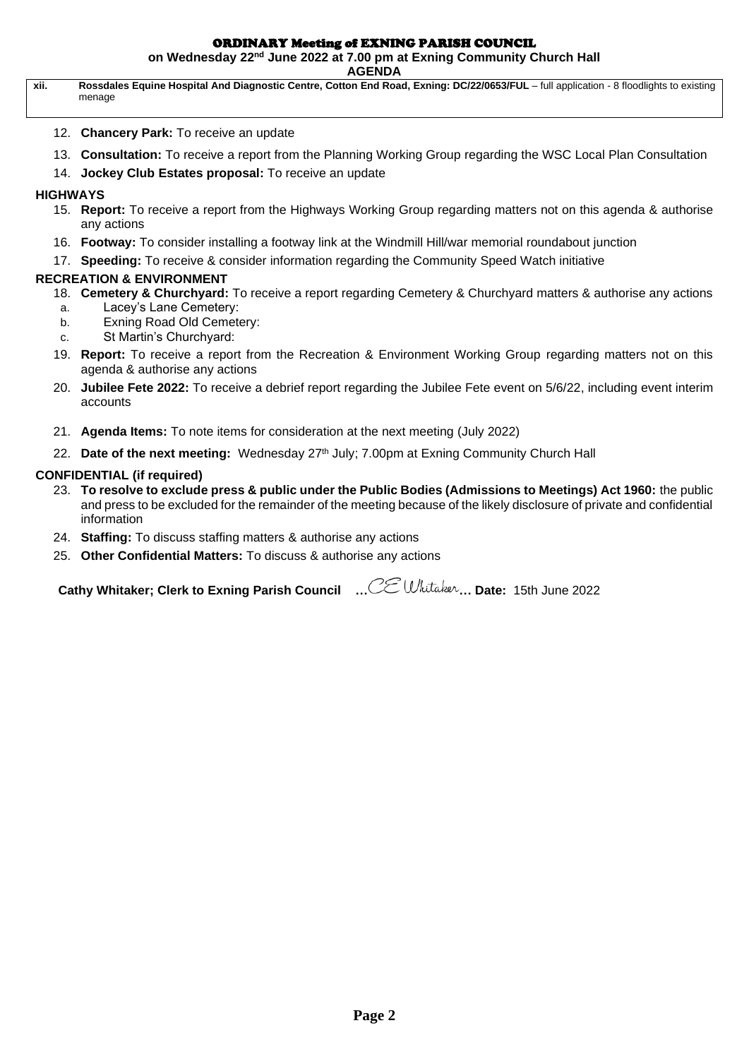| | |
|---|---|
| xii. | **Rossdales Equine Hospital And Diagnostic Centre, Cotton End Road, Exning: DC/22/0653/FUL** – full application - 8 floodlights to existing menage |

12. **Chancery Park:** To receive an update
13. **Consultation:** To receive a report from the Planning Working Group regarding the WSC Local Plan Consultation
14. **Jockey Club Estates proposal:** To receive an update

**HIGHWAYS**

15. **Report:** To receive a report from the Highways Working Group regarding matters not on this agenda & authorise any actions
16. **Footway:** To consider installing a footway link at the Windmill Hill/war memorial roundabout junction
17. **Speeding:** To receive & consider information regarding the Community Speed Watch initiative

**RECREATION & ENVIRONMENT**

18. **Cemetery & Churchyard:** To receive a report regarding Cemetery & Churchyard matters & authorise any actions
    a. Lacey's Lane Cemetery:
    b. Exning Road Old Cemetery:
    c. St Martin's Churchyard:
19. **Report:** To receive a report from the Recreation & Environment Working Group regarding matters not on this agenda & authorise any actions
20. **Jubilee Fete 2022:** To receive a debrief report regarding the Jubilee Fete event on 5/6/22, including event interim accounts
21. **Agenda Items:** To note items for consideration at the next meeting (July 2022)
22. **Date of the next meeting:** Wednesday 27th July; 7.00pm at Exning Community Church Hall

**CONFIDENTIAL (if required)**

23. **To resolve to exclude press & public under the Public Bodies (Admissions to Meetings) Act 1960:** the public and press to be excluded for the remainder of the meeting because of the likely disclosure of private and confidential information
24. **Staffing:** To discuss staffing matters & authorise any actions
25. **Other Confidential Matters:** To discuss & authorise any actions

**Cathy Whitaker; Clerk to Exning Parish Council** …CE Whitaker… **Date:** 15th June 2022